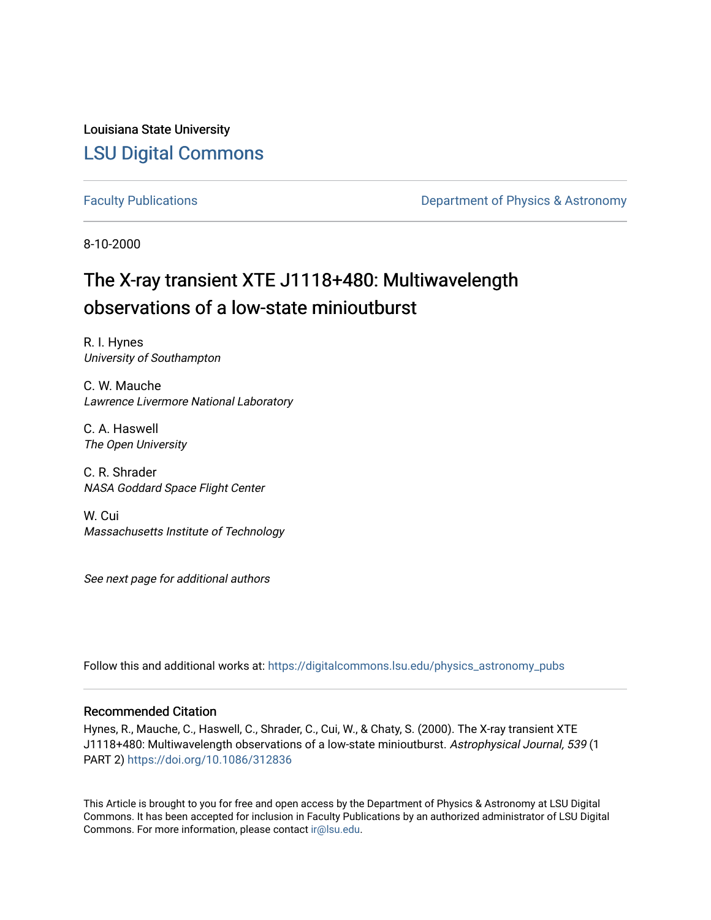Louisiana State University

# LSU Digital Commons

Faculty Publications

Department of Physics & Astronomy

8-10-2000

# The X-ray transient XTE J1118+480: Multiwavelength observations of a low-state minioutburst

R. I. Hynes
*University of Southampton*

C. W. Mauche
*Lawrence Livermore National Laboratory*

C. A. Haswell
*The Open University*

C. R. Shrader
*NASA Goddard Space Flight Center*

W. Cui
*Massachusetts Institute of Technology*

*See next page for additional authors*

Follow this and additional works at: https://digitalcommons.lsu.edu/physics_astronomy_pubs

## Recommended Citation

Hynes, R., Mauche, C., Haswell, C., Shrader, C., Cui, W., & Chaty, S. (2000). The X-ray transient XTE J1118+480: Multiwavelength observations of a low-state minioutburst. *Astrophysical Journal, 539* (1 PART 2) https://doi.org/10.1086/312836

This Article is brought to you for free and open access by the Department of Physics & Astronomy at LSU Digital Commons. It has been accepted for inclusion in Faculty Publications by an authorized administrator of LSU Digital Commons. For more information, please contact ir@lsu.edu.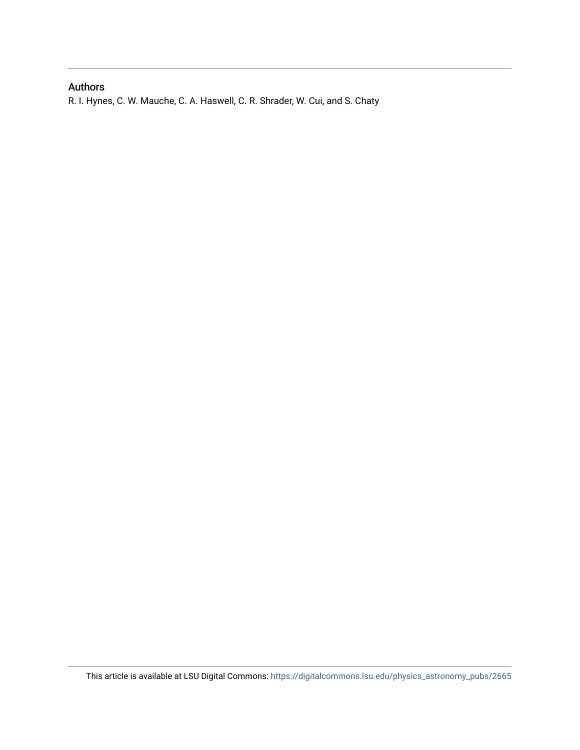## Authors

R. I. Hynes, C. W. Mauche, C. A. Haswell, C. R. Shrader, W. Cui, and S. Chaty

This article is available at LSU Digital Commons: https://digitalcommons.lsu.edu/physics_astronomy_pubs/2665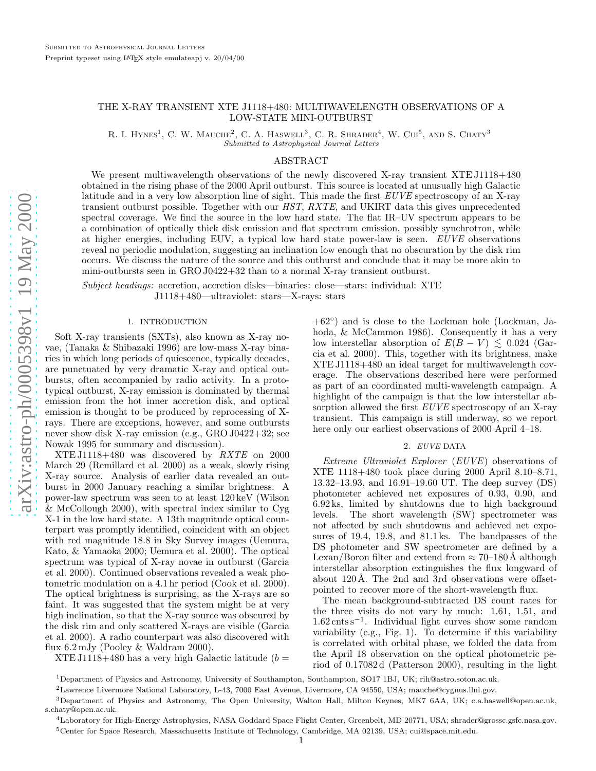# THE X-RAY TRANSIENT XTE J1118+480: MULTIWAVELENGTH OBSERVATIONS OF A LOW-STATE MINI-OUTBURST

R. I. Hynes[1], C. W. Mauche[2], C. A. Haswell[3], C. R. Shrader[4], W. Cui[5], and S. Chaty[3]

*Submitted to Astrophysical Journal Letters*

## ABSTRACT

We present multiwavelength observations of the newly discovered X-ray transient XTE J1118+480 obtained in the rising phase of the 2000 April outburst. This source is located at unusually high Galactic latitude and in a very low absorption line of sight. This made the first *EUVE* spectroscopy of an X-ray transient outburst possible. Together with our *HST*, *RXTE*, and UKIRT data this gives unprecedented spectral coverage. We find the source in the low hard state. The flat IR–UV spectrum appears to be a combination of optically thick disk emission and flat spectrum emission, possibly synchrotron, while at higher energies, including EUV, a typical low hard state power-law is seen. *EUVE* observations reveal no periodic modulation, suggesting an inclination low enough that no obscuration by the disk rim occurs. We discuss the nature of the source and this outburst and conclude that it may be more akin to mini-outbursts seen in GRO J0422+32 than to a normal X-ray transient outburst.

*Subject headings:* accretion, accretion disks—binaries: close—stars: individual: XTE J1118+480—ultraviolet: stars—X-rays: stars

## 1. INTRODUCTION

Soft X-ray transients (SXTs), also known as X-ray novae, (Tanaka & Shibazaki 1996) are low-mass X-ray binaries in which long periods of quiescence, typically decades, are punctuated by very dramatic X-ray and optical outbursts, often accompanied by radio activity. In a prototypical outburst, X-ray emission is dominated by thermal emission from the hot inner accretion disk, and optical emission is thought to be produced by reprocessing of X-rays. There are exceptions, however, and some outbursts never show disk X-ray emission (e.g., GRO J0422+32; see Nowak 1995 for summary and discussion).

XTE J1118+480 was discovered by *RXTE* on 2000 March 29 (Remillard et al. 2000) as a weak, slowly rising X-ray source. Analysis of earlier data revealed an outburst in 2000 January reaching a similar brightness. A power-law spectrum was seen to at least 120 keV (Wilson & McCollough 2000), with spectral index similar to Cyg X-1 in the low hard state. A 13th magnitude optical counterpart was promptly identified, coincident with an object with red magnitude 18.8 in Sky Survey images (Uemura, Kato, & Yamaoka 2000; Uemura et al. 2000). The optical spectrum was typical of X-ray novae in outburst (Garcia et al. 2000). Continued observations revealed a weak photometric modulation on a 4.1 hr period (Cook et al. 2000). The optical brightness is surprising, as the X-rays are so faint. It was suggested that the system might be at very high inclination, so that the X-ray source was obscured by the disk rim and only scattered X-rays are visible (Garcia et al. 2000). A radio counterpart was also discovered with flux 6.2 mJy (Pooley & Waldram 2000).

XTE J1118+480 has a very high Galactic latitude ($b = +62^\circ$) and is close to the Lockman hole (Lockman, Jahoda, & McCammon 1986). Consequently it has a very low interstellar absorption of $E(B-V) \lesssim 0.024$ (Garcia et al. 2000). This, together with its brightness, make XTE J1118+480 an ideal target for multiwavelength coverage. The observations described here were performed as part of an coordinated multi-wavelength campaign. A highlight of the campaign is that the low interstellar absorption allowed the first *EUVE* spectroscopy of an X-ray transient. This campaign is still underway, so we report here only our earliest observations of 2000 April 4–18.

## 2. *EUVE* DATA

*Extreme Ultraviolet Explorer* (*EUVE*) observations of XTE 1118+480 took place during 2000 April 8.10–8.71, 13.32–13.93, and 16.91–19.60 UT. The deep survey (DS) photometer achieved net exposures of 0.93, 0.90, and 6.92 ks, limited by shutdowns due to high background levels. The short wavelength (SW) spectrometer was not affected by such shutdowns and achieved net exposures of 19.4, 19.8, and 81.1 ks. The bandpasses of the DS photometer and SW spectrometer are defined by a Lexan/Boron filter and extend from ≈ 70–180 Å although interstellar absorption extinguishes the flux longward of about 120 Å. The 2nd and 3rd observations were offset-pointed to recover more of the short-wavelength flux.

The mean background-subtracted DS count rates for the three visits do not vary by much: 1.61, 1.51, and 1.62 cnts s$^{-1}$. Individual light curves show some random variability (e.g., Fig. 1). To determine if this variability is correlated with orbital phase, we folded the data from the April 18 observation on the optical photometric period of 0.17082 d (Patterson 2000), resulting in the light

[1]Department of Physics and Astronomy, University of Southampton, Southampton, SO17 1BJ, UK; rih@astro.soton.ac.uk.

[2]Lawrence Livermore National Laboratory, L-43, 7000 East Avenue, Livermore, CA 94550, USA; mauche@cygnus.llnl.gov.

[3]Department of Physics and Astronomy, The Open University, Walton Hall, Milton Keynes, MK7 6AA, UK; c.a.haswell@open.ac.uk, s.chaty@open.ac.uk.

[4]Laboratory for High-Energy Astrophysics, NASA Goddard Space Flight Center, Greenbelt, MD 20771, USA; shrader@grossc.gsfc.nasa.gov.

[5]Center for Space Research, Massachusetts Institute of Technology, Cambridge, MA 02139, USA; cui@space.mit.edu.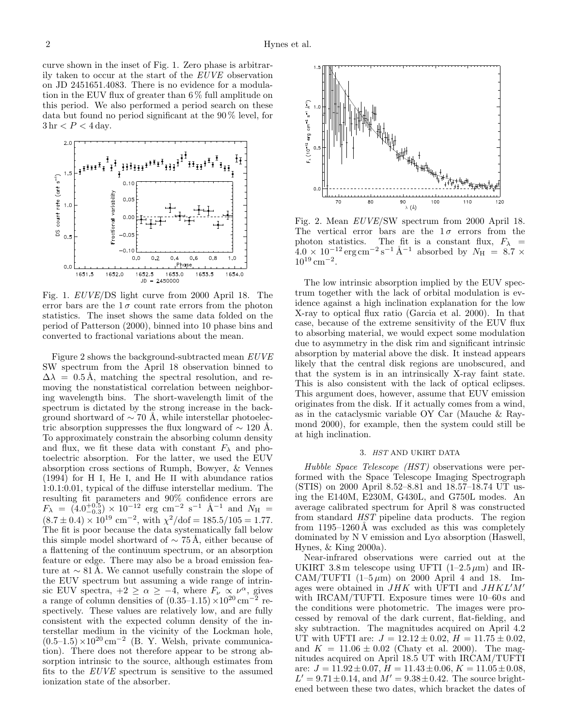curve shown in the inset of Fig. 1. Zero phase is arbitrarily taken to occur at the start of the *EUVE* observation on JD 2451651.4083. There is no evidence for a modulation in the EUV flux of greater than 6 % full amplitude on this period. We also performed a period search on these data but found no period significant at the 90 % level, for $3\,\mathrm{hr} < P < 4\,\mathrm{day}$.

Fig. 1. *EUVE*/DS light curve from 2000 April 18. The error bars are the $1\,\sigma$ count rate errors from the photon statistics. The inset shows the same data folded on the period of Patterson (2000), binned into 10 phase bins and converted to fractional variations about the mean.

Figure 2 shows the background-subtracted mean *EUVE* SW spectrum from the April 18 observation binned to $\Delta\lambda = 0.5\,\text{Å}$, matching the spectral resolution, and removing the nonstatistical correlation between neighboring wavelength bins. The short-wavelength limit of the spectrum is dictated by the strong increase in the background shortward of $\sim 70$ Å, while interstellar photoelectric absorption suppresses the flux longward of $\sim 120$ Å. To approximately constrain the absorbing column density and flux, we fit these data with constant $F_\lambda$ and photoelectric absorption. For the latter, we used the EUV absorption cross sections of Rumph, Bowyer, & Vennes (1994) for H I, He I, and He II with abundance ratios 1:0.1:0.01, typical of the diffuse interstellar medium. The resulting fit parameters and 90% confidence errors are $F_\lambda = (4.0^{+0.5}_{-0.3}) \times 10^{-12}$ erg cm$^{-2}$ s$^{-1}$ Å$^{-1}$ and $N_\mathrm{H} = (8.7 \pm 0.4) \times 10^{19}$ cm$^{-2}$, with $\chi^2/\mathrm{dof} = 185.5/105 = 1.77$. The fit is poor because the data systematically fall below this simple model shortward of $\sim 75$ Å, either because of a flattening of the continuum spectrum, or an absorption feature or edge. There may also be a broad emission feature at $\sim 81$ Å. We cannot usefully constrain the slope of the EUV spectrum but assuming a wide range of intrinsic EUV spectra, $+2 \geq \alpha \geq -4$, where $F_\nu \propto \nu^\alpha$, gives a range of column densities of $(0.35–1.15) \times 10^{20}\,\mathrm{cm}^{-2}$ respectively. These values are relatively low, and are fully consistent with the expected column density of the interstellar medium in the vicinity of the Lockman hole, $(0.5–1.5) \times 10^{20}\,\mathrm{cm}^{-2}$ (B. Y. Welsh, private communication). There does not therefore appear to be strong absorption intrinsic to the source, although estimates from fits to the *EUVE* spectrum is sensitive to the assumed ionization state of the absorber.

Fig. 2. Mean *EUVE*/SW spectrum from 2000 April 18. The vertical error bars are the $1\,\sigma$ errors from the photon statistics. The fit is a constant flux, $F_\lambda = 4.0 \times 10^{-12}\,\mathrm{erg\,cm^{-2}\,s^{-1}\,Å^{-1}}$ absorbed by $N_\mathrm{H} = 8.7 \times 10^{19}\,\mathrm{cm}^{-2}$.

The low intrinsic absorption implied by the EUV spectrum together with the lack of orbital modulation is evidence against a high inclination explanation for the low X-ray to optical flux ratio (Garcia et al. 2000). In that case, because of the extreme sensitivity of the EUV flux to absorbing material, we would expect some modulation due to asymmetry in the disk rim and significant intrinsic absorption by material above the disk. It instead appears likely that the central disk regions are unobscured, and that the system is in an intrinsically X-ray faint state. This is also consistent with the lack of optical eclipses. This argument does, however, assume that EUV emission originates from the disk. If it actually comes from a wind, as in the cataclysmic variable OY Car (Mauche & Raymond 2000), for example, then the system could still be at high inclination.

### 3. *HST* AND UKIRT DATA

*Hubble Space Telescope (HST)* observations were performed with the Space Telescope Imaging Spectrograph (STIS) on 2000 April 8.52–8.81 and 18.57–18.74 UT using the E140M, E230M, G430L, and G750L modes. An average calibrated spectrum for April 8 was constructed from standard *HST* pipeline data products. The region from 1195–1260 Å was excluded as this was completely dominated by N V emission and Ly$\alpha$ absorption (Haswell, Hynes, & King 2000a).

Near-infrared observations were carried out at the UKIRT 3.8 m telescope using UFTI (1–2.5 $\mu$m) and IRCAM/TUFTI (1–5 $\mu$m) on 2000 April 4 and 18. Images were obtained in $JHK$ with UFTI and $JHKL'M'$ with IRCAM/TUFTI. Exposure times were 10–60 s and the conditions were photometric. The images were processed by removal of the dark current, flat-fielding, and sky subtraction. The magnitudes acquired on April 4.2 UT with UFTI are: $J = 12.12 \pm 0.02$, $H = 11.75 \pm 0.02$, and $K = 11.06 \pm 0.02$ (Chaty et al. 2000). The magnitudes acquired on April 18.5 UT with IRCAM/TUFTI are: $J = 11.92 \pm 0.07$, $H = 11.43 \pm 0.06$, $K = 11.05 \pm 0.08$, $L' = 9.71 \pm 0.14$, and $M' = 9.38 \pm 0.42$. The source brightened between these two dates, which bracket the dates of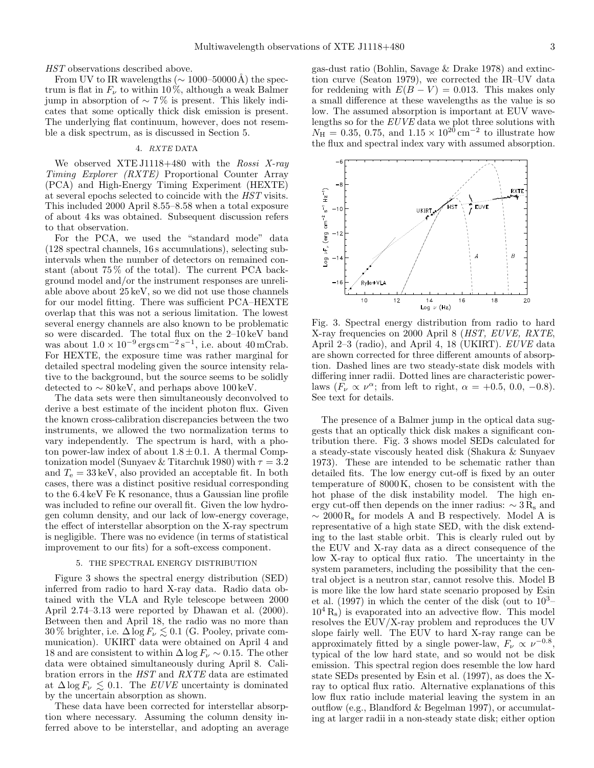*HST* observations described above.

From UV to IR wavelengths ($\sim 1000$–$50000$ Å) the spectrum is flat in $F_\nu$ to within 10 %, although a weak Balmer jump in absorption of $\sim 7$ % is present. This likely indicates that some optically thick disk emission is present. The underlying flat continuum, however, does not resemble a disk spectrum, as is discussed in Section 5.

## 4. *RXTE* DATA

We observed XTE J1118+480 with the *Rossi X-ray Timing Explorer (RXTE)* Proportional Counter Array (PCA) and High-Energy Timing Experiment (HEXTE) at several epochs selected to coincide with the *HST* visits. This included 2000 April 8.55–8.58 when a total exposure of about 4 ks was obtained. Subsequent discussion refers to that observation.

For the PCA, we used the "standard mode" data (128 spectral channels, 16 s accumulations), selecting subintervals when the number of detectors on remained constant (about 75 % of the total). The current PCA background model and/or the instrument responses are unreliable above about 25 keV, so we did not use those channels for our model fitting. There was sufficient PCA–HEXTE overlap that this was not a serious limitation. The lowest several energy channels are also known to be problematic so were discarded. The total flux on the 2–10 keV band was about $1.0 \times 10^{-9}$ ergs cm$^{-2}$ s$^{-1}$, i.e. about 40 mCrab. For HEXTE, the exposure time was rather marginal for detailed spectral modeling given the source intensity relative to the background, but the source seems to be solidly detected to $\sim 80$ keV, and perhaps above 100 keV.

The data sets were then simultaneously deconvolved to derive a best estimate of the incident photon flux. Given the known cross-calibration discrepancies between the two instruments, we allowed the two normalization terms to vary independently. The spectrum is hard, with a photon power-law index of about $1.8 \pm 0.1$. A thermal Comptonization model (Sunyaev & Titarchuk 1980) with $\tau = 3.2$ and $T_e = 33$ keV, also provided an acceptable fit. In both cases, there was a distinct positive residual corresponding to the 6.4 keV Fe K resonance, thus a Gaussian line profile was included to refine our overall fit. Given the low hydrogen column density, and our lack of low-energy coverage, the effect of interstellar absorption on the X-ray spectrum is negligible. There was no evidence (in terms of statistical improvement to our fits) for a soft-excess component.

## 5. THE SPECTRAL ENERGY DISTRIBUTION

Figure 3 shows the spectral energy distribution (SED) inferred from radio to hard X-ray data. Radio data obtained with the VLA and Ryle telescope between 2000 April 2.74–3.13 were reported by Dhawan et al. (2000). Between then and April 18, the radio was no more than 30 % brighter, i.e. $\Delta \log F_\nu \lesssim 0.1$ (G. Pooley, private communication). UKIRT data were obtained on April 4 and 18 and are consistent to within $\Delta \log F_\nu \sim 0.15$. The other data were obtained simultaneously during April 8. Calibration errors in the *HST* and *RXTE* data are estimated at $\Delta \log F_\nu \lesssim 0.1$. The *EUVE* uncertainty is dominated by the uncertain absorption as shown.

These data have been corrected for interstellar absorption where necessary. Assuming the column density inferred above to be interstellar, and adopting an average gas-dust ratio (Bohlin, Savage & Drake 1978) and extinction curve (Seaton 1979), we corrected the IR–UV data for reddening with $E(B-V) = 0.013$. This makes only a small difference at these wavelengths as the value is so low. The assumed absorption is important at EUV wavelengths so for the *EUVE* data we plot three solutions with $N_{\rm H} = 0.35$, 0.75, and $1.15 \times 10^{20}$ cm$^{-2}$ to illustrate how the flux and spectral index vary with assumed absorption.

Fig. 3. Spectral energy distribution from radio to hard X-ray frequencies on 2000 April 8 (*HST, EUVE, RXTE*, April 2–3 (radio), and April 4, 18 (UKIRT). *EUVE* data are shown corrected for three different amounts of absorption. Dashed lines are two steady-state disk models with differing inner radii. Dotted lines are characteristic power-laws ($F_\nu \propto \nu^\alpha$; from left to right, $\alpha = +0.5$, 0.0, $-0.8$). See text for details.

The presence of a Balmer jump in the optical data suggests that an optically thick disk makes a significant contribution there. Fig. 3 shows model SEDs calculated for a steady-state viscously heated disk (Shakura & Sunyaev 1973). These are intended to be schematic rather than detailed fits. The low energy cut-off is fixed by an outer temperature of 8000 K, chosen to be consistent with the hot phase of the disk instability model. The high energy cut-off then depends on the inner radius: $\sim 3\,R_{\rm s}$ and $\sim 2000\,R_{\rm s}$ for models A and B respectively. Model A is representative of a high state SED, with the disk extending to the last stable orbit. This is clearly ruled out by the EUV and X-ray data as a direct consequence of the low X-ray to optical flux ratio. The uncertainty in the system parameters, including the possibility that the central object is a neutron star, cannot resolve this. Model B is more like the low hard state scenario proposed by Esin et al. (1997) in which the center of the disk (out to $10^3$–$10^4\,R_{\rm s}$) is evaporated into an advective flow. This model resolves the EUV/X-ray problem and reproduces the UV slope fairly well. The EUV to hard X-ray range can be approximately fitted by a single power-law, $F_\nu \propto \nu^{-0.8}$, typical of the low hard state, and so would not be disk emission. This spectral region does resemble the low hard state SEDs presented by Esin et al. (1997), as does the X-ray to optical flux ratio. Alternative explanations of this low flux ratio include material leaving the system in an outflow (e.g., Blandford & Begelman 1997), or accumulating at larger radii in a non-steady state disk; either option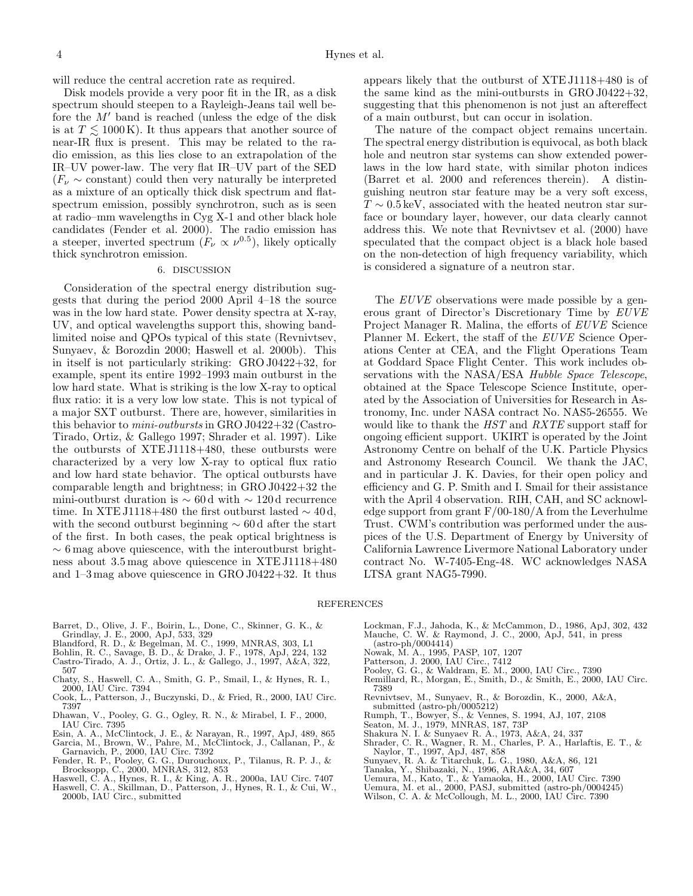will reduce the central accretion rate as required.

Disk models provide a very poor fit in the IR, as a disk spectrum should steepen to a Rayleigh-Jeans tail well before the $M'$ band is reached (unless the edge of the disk is at $T \lesssim 1000$ K). It thus appears that another source of near-IR flux is present. This may be related to the radio emission, as this lies close to an extrapolation of the IR–UV power-law. The very flat IR–UV part of the SED ($F_\nu \sim$ constant) could then very naturally be interpreted as a mixture of an optically thick disk spectrum and flat-spectrum emission, possibly synchrotron, such as is seen at radio–mm wavelengths in Cyg X-1 and other black hole candidates (Fender et al. 2000). The radio emission has a steeper, inverted spectrum ($F_\nu \propto \nu^{0.5}$), likely optically thick synchrotron emission.

## 6. DISCUSSION

Consideration of the spectral energy distribution suggests that during the period 2000 April 4–18 the source was in the low hard state. Power density spectra at X-ray, UV, and optical wavelengths support this, showing band-limited noise and QPOs typical of this state (Revnivtsev, Sunyaev, & Borozdin 2000; Haswell et al. 2000b). This in itself is not particularly striking: GRO J0422+32, for example, spent its entire 1992–1993 main outburst in the low hard state. What is striking is the low X-ray to optical flux ratio: it is a very low low state. This is not typical of a major SXT outburst. There are, however, similarities in this behavior to *mini-outbursts* in GRO J0422+32 (Castro-Tirado, Ortiz, & Gallego 1997; Shrader et al. 1997). Like the outbursts of XTE J1118+480, these outbursts were characterized by a very low X-ray to optical flux ratio and low hard state behavior. The optical outbursts have comparable length and brightness; in GRO J0422+32 the mini-outburst duration is $\sim 60$ d with $\sim 120$ d recurrence time. In XTE J1118+480 the first outburst lasted $\sim 40$ d, with the second outburst beginning $\sim 60$ d after the start of the first. In both cases, the peak optical brightness is $\sim 6$ mag above quiescence, with the interoutburst brightness about 3.5 mag above quiescence in XTE J1118+480 and 1–3 mag above quiescence in GRO J0422+32. It thus appears likely that the outburst of XTE J1118+480 is of the same kind as the mini-outbursts in GRO J0422+32, suggesting that this phenomenon is not just an aftereffect of a main outburst, but can occur in isolation.

The nature of the compact object remains uncertain. The spectral energy distribution is equivocal, as both black hole and neutron star systems can show extended power-laws in the low hard state, with similar photon indices (Barret et al. 2000 and references therein). A distinguishing neutron star feature may be a very soft excess, $T \sim 0.5$ keV, associated with the heated neutron star surface or boundary layer, however, our data clearly cannot address this. We note that Revnivtsev et al. (2000) have speculated that the compact object is a black hole based on the non-detection of high frequency variability, which is considered a signature of a neutron star.

The *EUVE* observations were made possible by a generous grant of Director's Discretionary Time by *EUVE* Project Manager R. Malina, the efforts of *EUVE* Science Planner M. Eckert, the staff of the *EUVE* Science Operations Center at CEA, and the Flight Operations Team at Goddard Space Flight Center. This work includes observations with the NASA/ESA *Hubble Space Telescope*, obtained at the Space Telescope Science Institute, operated by the Association of Universities for Research in Astronomy, Inc. under NASA contract No. NAS5-26555. We would like to thank the *HST* and *RXTE* support staff for ongoing efficient support. UKIRT is operated by the Joint Astronomy Centre on behalf of the U.K. Particle Physics and Astronomy Research Council. We thank the JAC, and in particular J. K. Davies, for their open policy and efficiency and G. P. Smith and I. Smail for their assistance with the April 4 observation. RIH, CAH, and SC acknowledge support from grant F/00-180/A from the Leverhulme Trust. CWM's contribution was performed under the auspices of the U.S. Department of Energy by University of California Lawrence Livermore National Laboratory under contract No. W-7405-Eng-48. WC acknowledges NASA LTSA grant NAG5-7990.

## REFERENCES

Barret, D., Olive, J. F., Boirin, L., Done, C., Skinner, G. K., & Grindlay, J. E., 2000, ApJ, 533, 329
Blandford, R. D., & Begelman, M. C., 1999, MNRAS, 303, L1
Bohlin, R. C., Savage, B. D., & Drake, J. F., 1978, ApJ, 224, 132
Castro-Tirado, A. J., Ortiz, J. L., & Gallego, J., 1997, A&A, 322, 507
Chaty, S., Haswell, C. A., Smith, G. P., Smail, I., & Hynes, R. I., 2000, IAU Circ. 7394
Cook, L., Patterson, J., Buczynski, D., & Fried, R., 2000, IAU Circ. 7397
Dhawan, V., Pooley, G. G., Ogley, R. N., & Mirabel, I. F., 2000, IAU Circ. 7395
Esin, A. A., McClintock, J. E., & Narayan, R., 1997, ApJ, 489, 865
Garcia, M., Brown, W., Pahre, M., McClintock, J., Callanan, P., & Garnavich, P., 2000, IAU Circ. 7392
Fender, R. P., Pooley, G. G., Durouchoux, P., Tilanus, R. P. J., & Brocksopp, C., 2000, MNRAS, 312, 853
Haswell, C. A., Hynes, R. I., & King, A. R., 2000a, IAU Circ. 7407
Haswell, C. A., Skillman, D., Patterson, J., Hynes, R. I., & Cui, W., 2000b, IAU Circ., submitted
Lockman, F.J., Jahoda, K., & McCammon, D., 1986, ApJ, 302, 432
Mauche, C. W. & Raymond, J. C., 2000, ApJ, 541, in press (astro-ph/0004414)
Nowak, M. A., 1995, PASP, 107, 1207
Patterson, J. 2000, IAU Circ., 7412
Pooley, G. G., & Waldram, E. M., 2000, IAU Circ., 7390
Remillard, R., Morgan, E., Smith, D., & Smith, E., 2000, IAU Circ. 7389
Revnivtsev, M., Sunyaev, R., & Borozdin, K., 2000, A&A, submitted (astro-ph/0005212)
Rumph, T., Bowyer, S., & Vennes, S. 1994, AJ, 107, 2108
Seaton, M. J., 1979, MNRAS, 187, 73P
Shakura N. I. & Sunyaev R. A., 1973, A&A, 24, 337
Shrader, C. R., Wagner, R. M., Charles, P. A., Harlaftis, E. T., & Naylor, T., 1997, ApJ, 487, 858
Sunyaev, R. A. & Titarchuk, L. G., 1980, A&A, 86, 121
Tanaka, Y., Shibazaki, N., 1996, ARA&A, 34, 607
Uemura, M., Kato, T., & Yamaoka, H., 2000, IAU Circ. 7390
Uemura, M. et al., 2000, PASJ, submitted (astro-ph/0004245)
Wilson, C. A. & McCollough, M. L., 2000, IAU Circ. 7390